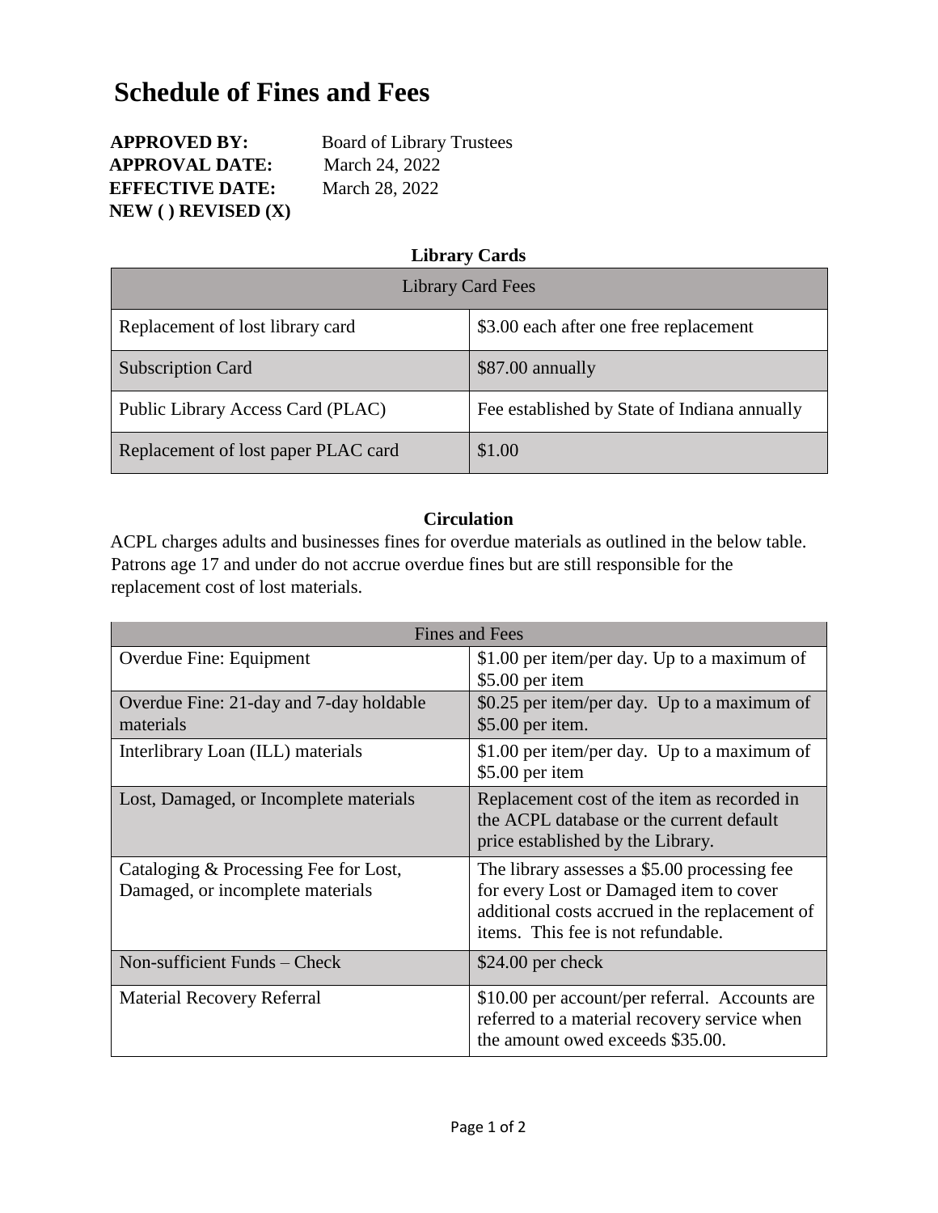# Schedule of Fines and Fees

**APPROVED BY:** Board of Library Trustees
**APPROVAL DATE:** March 24, 2022
**EFFECTIVE DATE:** March 28, 2022
**NEW ( ) REVISED (X)**

## Library Cards

| Library Card Fees | |
|---|---|
| Replacement of lost library card | $3.00 each after one free replacement |
| Subscription Card | $87.00 annually |
| Public Library Access Card (PLAC) | Fee established by State of Indiana annually |
| Replacement of lost paper PLAC card | $1.00 |

## Circulation

ACPL charges adults and businesses fines for overdue materials as outlined in the below table. Patrons age 17 and under do not accrue overdue fines but are still responsible for the replacement cost of lost materials.

| Fines and Fees | |
|---|---|
| Overdue Fine: Equipment | $1.00 per item/per day. Up to a maximum of $5.00 per item |
| Overdue Fine: 21-day and 7-day holdable materials | $0.25 per item/per day. Up to a maximum of $5.00 per item. |
| Interlibrary Loan (ILL) materials | $1.00 per item/per day. Up to a maximum of $5.00 per item |
| Lost, Damaged, or Incomplete materials | Replacement cost of the item as recorded in the ACPL database or the current default price established by the Library. |
| Cataloging & Processing Fee for Lost, Damaged, or incomplete materials | The library assesses a $5.00 processing fee for every Lost or Damaged item to cover additional costs accrued in the replacement of items. This fee is not refundable. |
| Non-sufficient Funds – Check | $24.00 per check |
| Material Recovery Referral | $10.00 per account/per referral. Accounts are referred to a material recovery service when the amount owed exceeds $35.00. |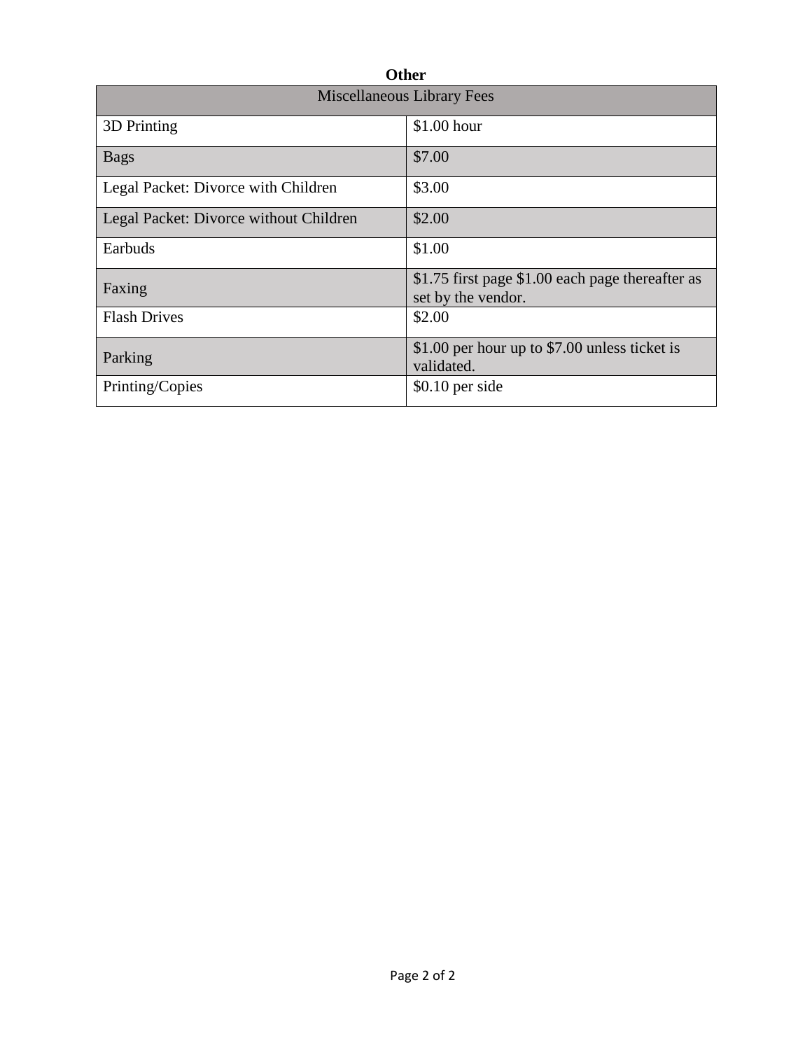**Other**

| Miscellaneous Library Fees | |
|---|---|
| 3D Printing | $1.00 hour |
| Bags | $7.00 |
| Legal Packet: Divorce with Children | $3.00 |
| Legal Packet: Divorce without Children | $2.00 |
| Earbuds | $1.00 |
| Faxing | $1.75 first page $1.00 each page thereafter as set by the vendor. |
| Flash Drives | $2.00 |
| Parking | $1.00 per hour up to $7.00 unless ticket is validated. |
| Printing/Copies | $0.10 per side |